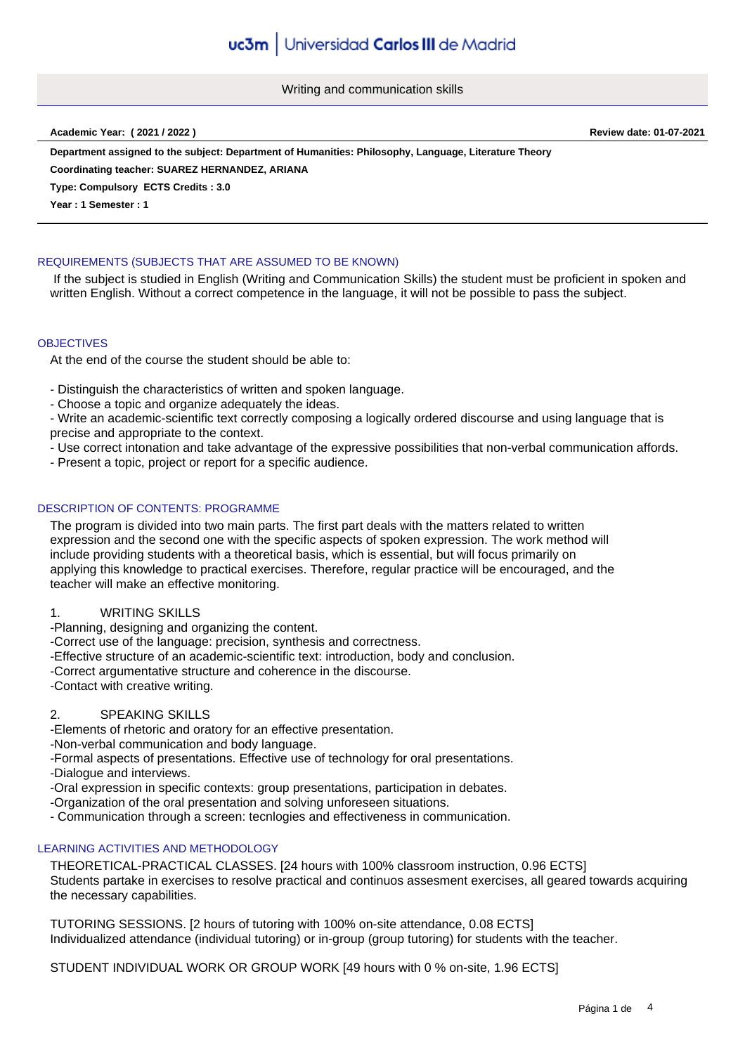# Writing and communication skills

**Academic Year: ( 2021 / 2022 )** **Review date: 01-07-2021**

**Department assigned to the subject: Department of Humanities: Philosophy, Language, Literature Theory**

**Coordinating teacher: SUAREZ HERNANDEZ, ARIANA**

**Type: Compulsory ECTS Credits : 3.0**

**Year : 1 Semester : 1**

## REQUIREMENTS (SUBJECTS THAT ARE ASSUMED TO BE KNOWN)

If the subject is studied in English (Writing and Communication Skills) the student must be proficient in spoken and written English. Without a correct competence in the language, it will not be possible to pass the subject.

## OBJECTIVES

At the end of the course the student should be able to:

- Distinguish the characteristics of written and spoken language.
- Choose a topic and organize adequately the ideas.
- Write an academic-scientific text correctly composing a logically ordered discourse and using language that is precise and appropriate to the context.
- Use correct intonation and take advantage of the expressive possibilities that non-verbal communication affords.
- Present a topic, project or report for a specific audience.

## DESCRIPTION OF CONTENTS: PROGRAMME

The program is divided into two main parts. The first part deals with the matters related to written expression and the second one with the specific aspects of spoken expression. The work method will include providing students with a theoretical basis, which is essential, but will focus primarily on applying this knowledge to practical exercises. Therefore, regular practice will be encouraged, and the teacher will make an effective monitoring.

1. WRITING SKILLS

-Planning, designing and organizing the content.
-Correct use of the language: precision, synthesis and correctness.
-Effective structure of an academic-scientific text: introduction, body and conclusion.
-Correct argumentative structure and coherence in the discourse.
-Contact with creative writing.

2. SPEAKING SKILLS

-Elements of rhetoric and oratory for an effective presentation.
-Non-verbal communication and body language.
-Formal aspects of presentations. Effective use of technology for oral presentations.
-Dialogue and interviews.
-Oral expression in specific contexts: group presentations, participation in debates.
-Organization of the oral presentation and solving unforeseen situations.
- Communication through a screen: tecnlogies and effectiveness in communication.

## LEARNING ACTIVITIES AND METHODOLOGY

THEORETICAL-PRACTICAL CLASSES. [24 hours with 100% classroom instruction, 0.96 ECTS]
Students partake in exercises to resolve practical and continuos assesment exercises, all geared towards acquiring the necessary capabilities.

TUTORING SESSIONS. [2 hours of tutoring with 100% on-site attendance, 0.08 ECTS]
Individualized attendance (individual tutoring) or in-group (group tutoring) for students with the teacher.

STUDENT INDIVIDUAL WORK OR GROUP WORK [49 hours with 0 % on-site, 1.96 ECTS]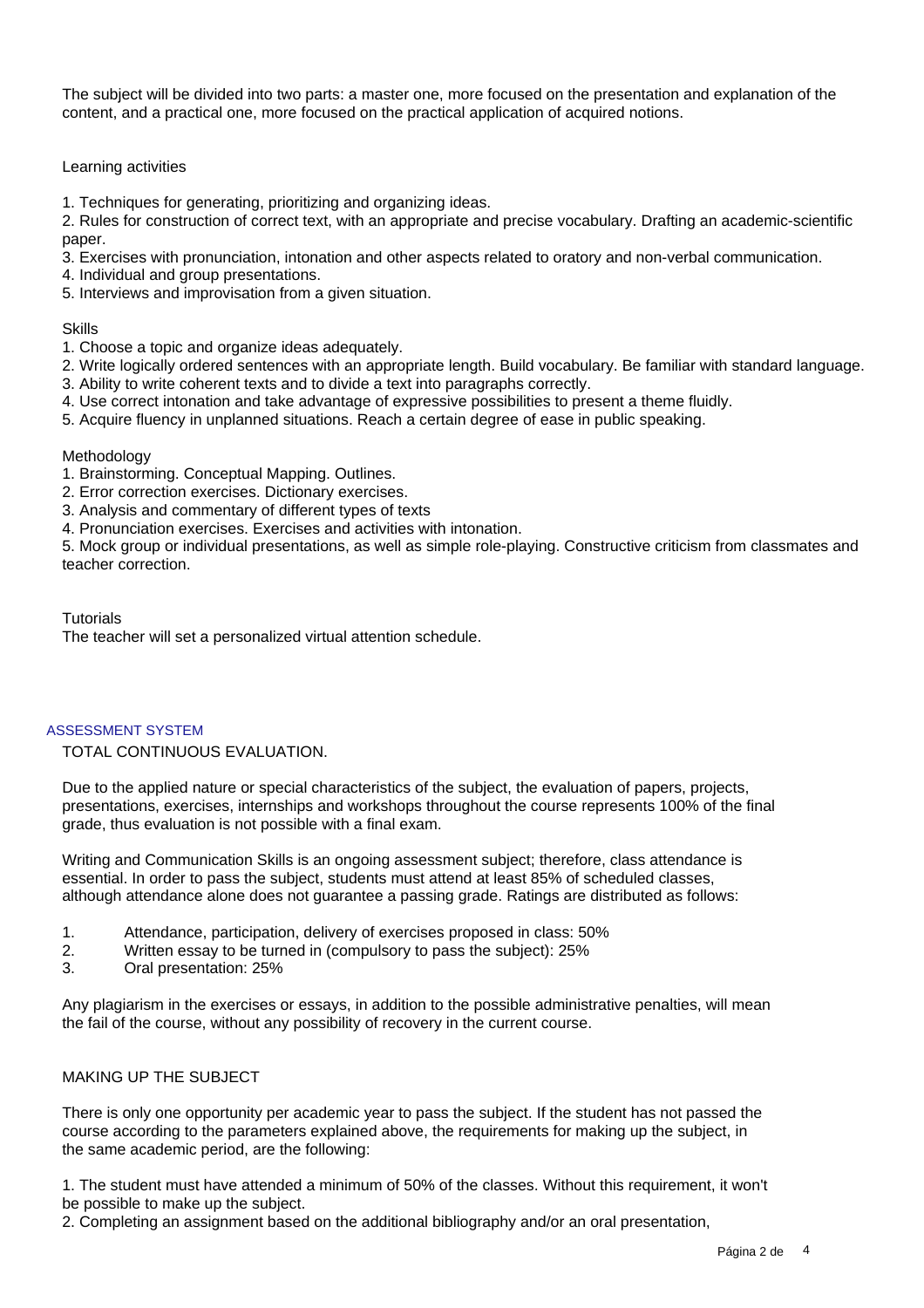The subject will be divided into two parts: a master one, more focused on the presentation and explanation of the content, and a practical one, more focused on the practical application of acquired notions.

Learning activities

1. Techniques for generating, prioritizing and organizing ideas.
2. Rules for construction of correct text, with an appropriate and precise vocabulary. Drafting an academic-scientific paper.
3. Exercises with pronunciation, intonation and other aspects related to oratory and non-verbal communication.
4. Individual and group presentations.
5. Interviews and improvisation from a given situation.

Skills

1. Choose a topic and organize ideas adequately.
2. Write logically ordered sentences with an appropriate length. Build vocabulary. Be familiar with standard language.
3. Ability to write coherent texts and to divide a text into paragraphs correctly.
4. Use correct intonation and take advantage of expressive possibilities to present a theme fluidly.
5. Acquire fluency in unplanned situations. Reach a certain degree of ease in public speaking.

Methodology

1. Brainstorming. Conceptual Mapping. Outlines.
2. Error correction exercises. Dictionary exercises.
3. Analysis and commentary of different types of texts
4. Pronunciation exercises. Exercises and activities with intonation.
5. Mock group or individual presentations, as well as simple role-playing. Constructive criticism from classmates and teacher correction.

Tutorials

The teacher will set a personalized virtual attention schedule.

## ASSESSMENT SYSTEM

TOTAL CONTINUOUS EVALUATION.

Due to the applied nature or special characteristics of the subject, the evaluation of papers, projects, presentations, exercises, internships and workshops throughout the course represents 100% of the final grade, thus evaluation is not possible with a final exam.

Writing and Communication Skills is an ongoing assessment subject; therefore, class attendance is essential. In order to pass the subject, students must attend at least 85% of scheduled classes, although attendance alone does not guarantee a passing grade. Ratings are distributed as follows:

1. Attendance, participation, delivery of exercises proposed in class: 50%
2. Written essay to be turned in (compulsory to pass the subject): 25%
3. Oral presentation: 25%

Any plagiarism in the exercises or essays, in addition to the possible administrative penalties, will mean the fail of the course, without any possibility of recovery in the current course.

MAKING UP THE SUBJECT

There is only one opportunity per academic year to pass the subject. If the student has not passed the course according to the parameters explained above, the requirements for making up the subject, in the same academic period, are the following:

1. The student must have attended a minimum of 50% of the classes. Without this requirement, it won't be possible to make up the subject.
2. Completing an assignment based on the additional bibliography and/or an oral presentation,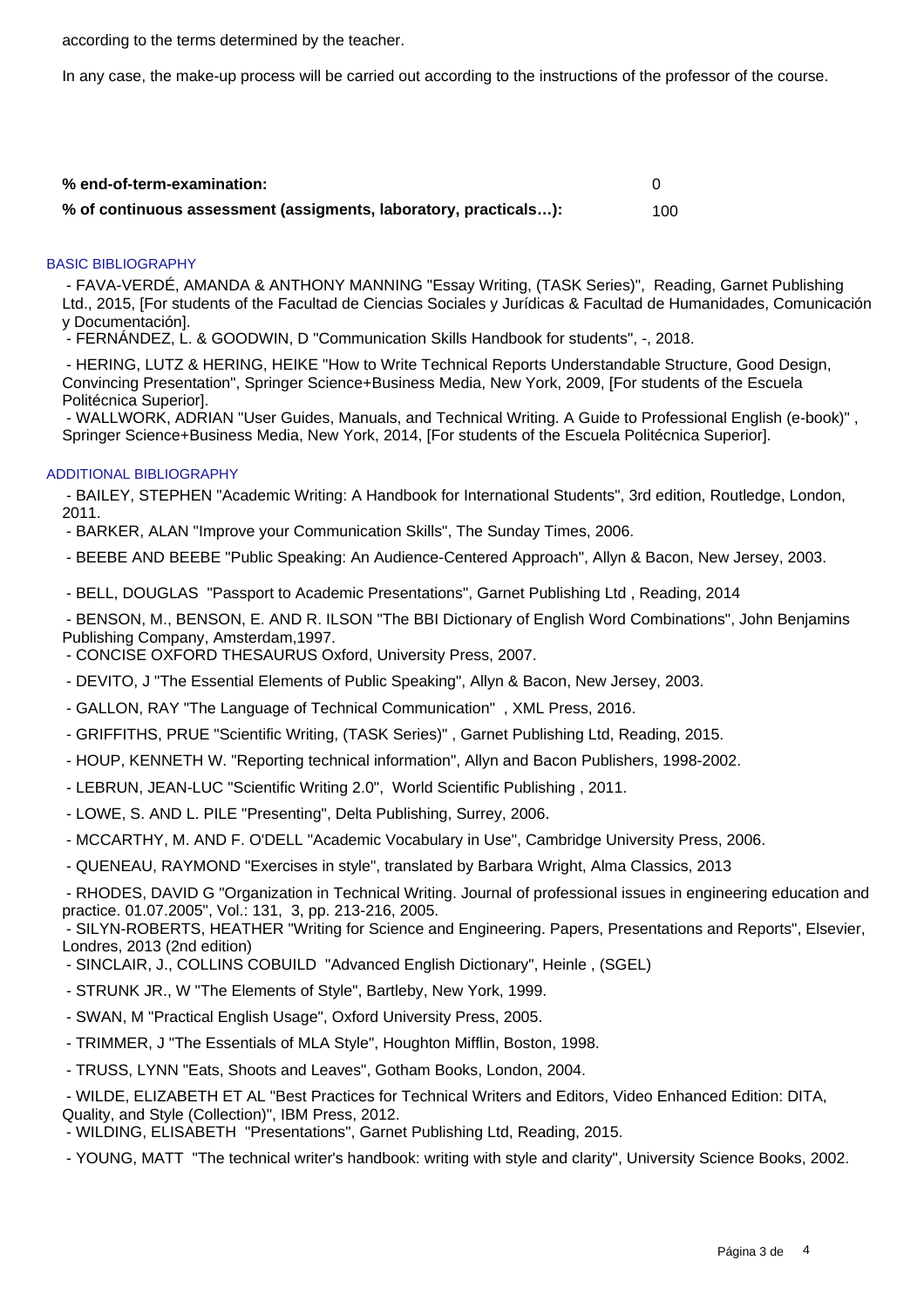according to the terms determined by the teacher.

In any case, the make-up process will be carried out according to the instructions of the professor of the course.

| | |
|---|---|
| **% end-of-term-examination:** | 0 |
| **% of continuous assessment (assigments, laboratory, practicals…):** | 100 |

## BASIC BIBLIOGRAPHY

- FAVA-VERDÉ, AMANDA & ANTHONY MANNING "Essay Writing, (TASK Series)", Reading, Garnet Publishing Ltd., 2015, [For students of the Facultad de Ciencias Sociales y Jurídicas & Facultad de Humanidades, Comunicación y Documentación].
- FERNÁNDEZ, L. & GOODWIN, D "Communication Skills Handbook for students", -, 2018.
- HERING, LUTZ & HERING, HEIKE "How to Write Technical Reports Understandable Structure, Good Design, Convincing Presentation", Springer Science+Business Media, New York, 2009, [For students of the Escuela Politécnica Superior].
- WALLWORK, ADRIAN "User Guides, Manuals, and Technical Writing. A Guide to Professional English (e-book)" , Springer Science+Business Media, New York, 2014, [For students of the Escuela Politécnica Superior].

## ADDITIONAL BIBLIOGRAPHY

- BAILEY, STEPHEN "Academic Writing: A Handbook for International Students", 3rd edition, Routledge, London, 2011.
- BARKER, ALAN "Improve your Communication Skills", The Sunday Times, 2006.
- BEEBE AND BEEBE "Public Speaking: An Audience-Centered Approach", Allyn & Bacon, New Jersey, 2003.
- BELL, DOUGLAS "Passport to Academic Presentations", Garnet Publishing Ltd , Reading, 2014
- BENSON, M., BENSON, E. AND R. ILSON "The BBI Dictionary of English Word Combinations", John Benjamins Publishing Company, Amsterdam,1997.
- CONCISE OXFORD THESAURUS Oxford, University Press, 2007.
- DEVITO, J "The Essential Elements of Public Speaking", Allyn & Bacon, New Jersey, 2003.
- GALLON, RAY "The Language of Technical Communication" , XML Press, 2016.
- GRIFFITHS, PRUE "Scientific Writing, (TASK Series)" , Garnet Publishing Ltd, Reading, 2015.
- HOUP, KENNETH W. "Reporting technical information", Allyn and Bacon Publishers, 1998-2002.
- LEBRUN, JEAN-LUC "Scientific Writing 2.0", World Scientific Publishing , 2011.
- LOWE, S. AND L. PILE "Presenting", Delta Publishing, Surrey, 2006.
- MCCARTHY, M. AND F. O'DELL "Academic Vocabulary in Use", Cambridge University Press, 2006.
- QUENEAU, RAYMOND "Exercises in style", translated by Barbara Wright, Alma Classics, 2013
- RHODES, DAVID G "Organization in Technical Writing. Journal of professional issues in engineering education and practice. 01.07.2005", Vol.: 131, 3, pp. 213-216, 2005.
- SILYN-ROBERTS, HEATHER "Writing for Science and Engineering. Papers, Presentations and Reports", Elsevier, Londres, 2013 (2nd edition)
- SINCLAIR, J., COLLINS COBUILD "Advanced English Dictionary", Heinle , (SGEL)
- STRUNK JR., W "The Elements of Style", Bartleby, New York, 1999.
- SWAN, M "Practical English Usage", Oxford University Press, 2005.
- TRIMMER, J "The Essentials of MLA Style", Houghton Mifflin, Boston, 1998.
- TRUSS, LYNN "Eats, Shoots and Leaves", Gotham Books, London, 2004.
- WILDE, ELIZABETH ET AL "Best Practices for Technical Writers and Editors, Video Enhanced Edition: DITA, Quality, and Style (Collection)", IBM Press, 2012.
- WILDING, ELISABETH "Presentations", Garnet Publishing Ltd, Reading, 2015.
- YOUNG, MATT "The technical writer's handbook: writing with style and clarity", University Science Books, 2002.